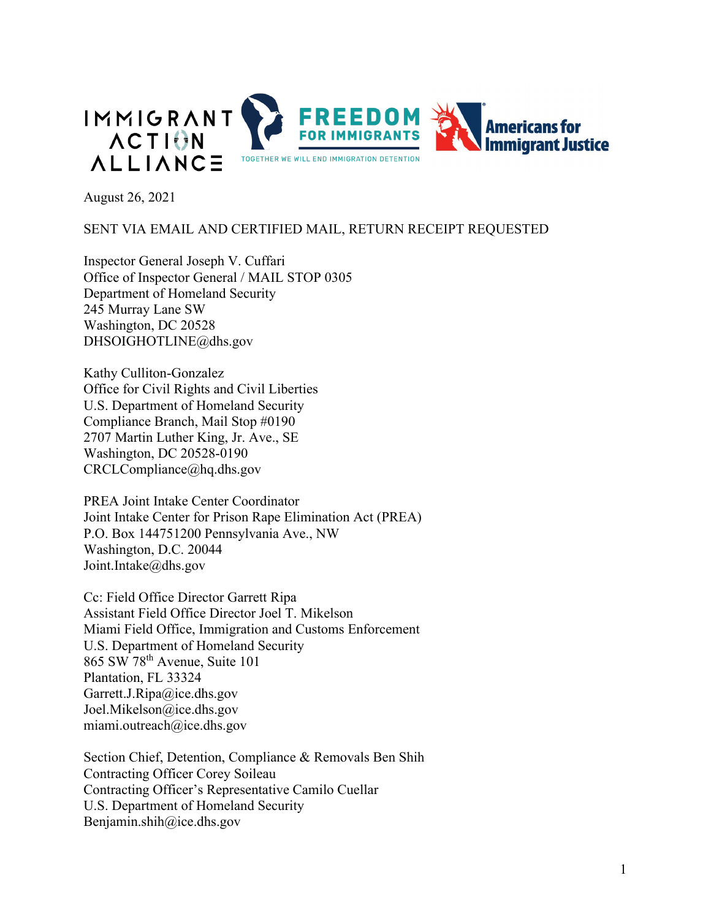IMMIGRANT ACTION ALLIANCE | FREEDOM FOR IMMIGRANTS — TOGETHER WE WILL END IMMIGRATION DETENTION | Americans for Immigrant Justice

August 26, 2021

SENT VIA EMAIL AND CERTIFIED MAIL, RETURN RECEIPT REQUESTED

Inspector General Joseph V. Cuffari
Office of Inspector General / MAIL STOP 0305
Department of Homeland Security
245 Murray Lane SW
Washington, DC 20528
DHSOIGHOTLINE@dhs.gov

Kathy Culliton-Gonzalez
Office for Civil Rights and Civil Liberties
U.S. Department of Homeland Security
Compliance Branch, Mail Stop #0190
2707 Martin Luther King, Jr. Ave., SE
Washington, DC 20528-0190
CRCLCompliance@hq.dhs.gov

PREA Joint Intake Center Coordinator
Joint Intake Center for Prison Rape Elimination Act (PREA)
P.O. Box 144751200 Pennsylvania Ave., NW
Washington, D.C. 20044
Joint.Intake@dhs.gov

Cc: Field Office Director Garrett Ripa
Assistant Field Office Director Joel T. Mikelson
Miami Field Office, Immigration and Customs Enforcement
U.S. Department of Homeland Security
865 SW 78th Avenue, Suite 101
Plantation, FL 33324
Garrett.J.Ripa@ice.dhs.gov
Joel.Mikelson@ice.dhs.gov
miami.outreach@ice.dhs.gov

Section Chief, Detention, Compliance & Removals Ben Shih
Contracting Officer Corey Soileau
Contracting Officer's Representative Camilo Cuellar
U.S. Department of Homeland Security
Benjamin.shih@ice.dhs.gov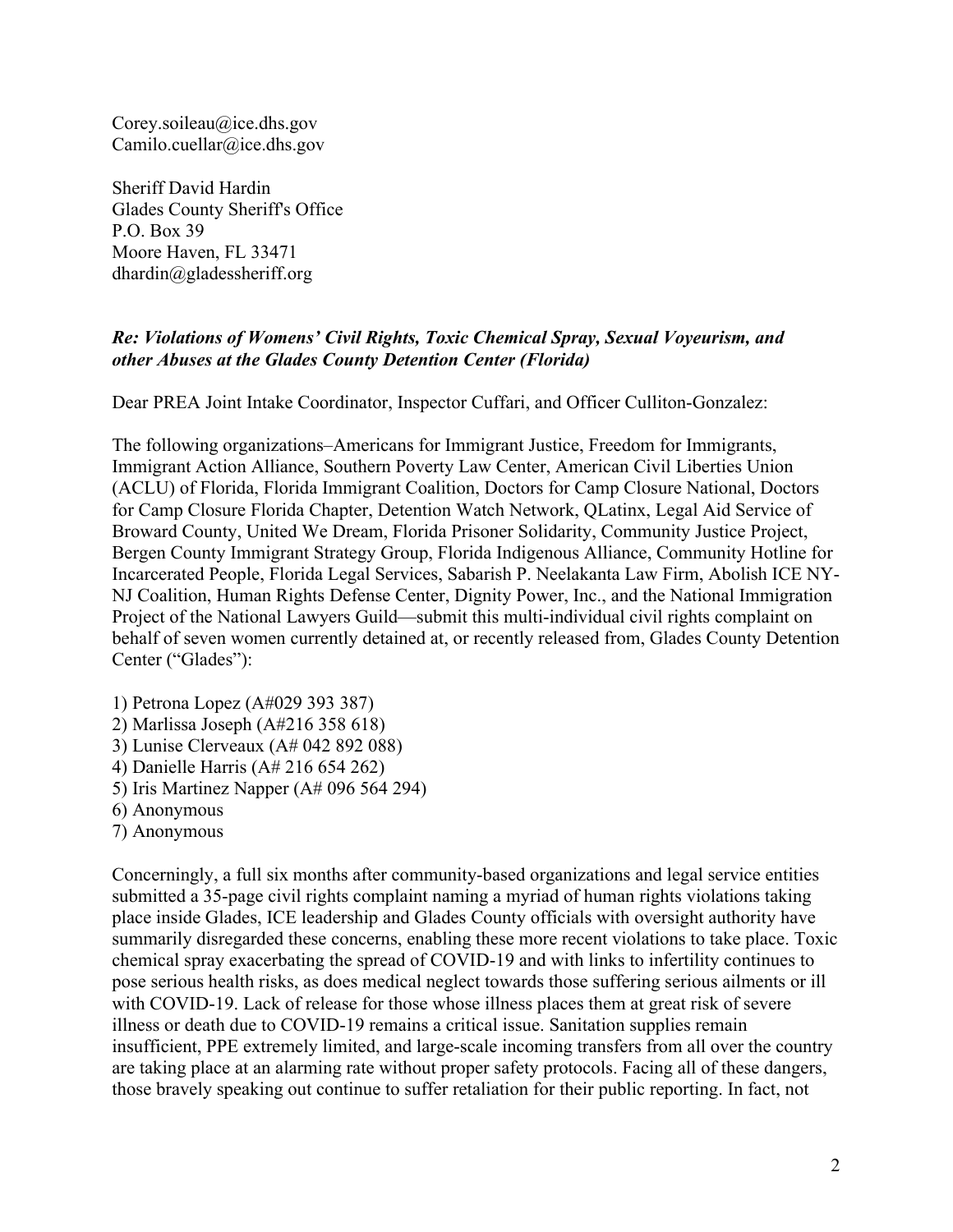Corey.soileau@ice.dhs.gov
Camilo.cuellar@ice.dhs.gov

Sheriff David Hardin
Glades County Sheriff's Office
P.O. Box 39
Moore Haven, FL 33471
dhardin@gladessheriff.org

***Re: Violations of Womens' Civil Rights, Toxic Chemical Spray, Sexual Voyeurism, and other Abuses at the Glades County Detention Center (Florida)***

Dear PREA Joint Intake Coordinator, Inspector Cuffari, and Officer Culliton-Gonzalez:

The following organizations–Americans for Immigrant Justice, Freedom for Immigrants, Immigrant Action Alliance, Southern Poverty Law Center, American Civil Liberties Union (ACLU) of Florida, Florida Immigrant Coalition, Doctors for Camp Closure National, Doctors for Camp Closure Florida Chapter, Detention Watch Network, QLatinx, Legal Aid Service of Broward County, United We Dream, Florida Prisoner Solidarity, Community Justice Project, Bergen County Immigrant Strategy Group, Florida Indigenous Alliance, Community Hotline for Incarcerated People, Florida Legal Services, Sabarish P. Neelakanta Law Firm, Abolish ICE NY-NJ Coalition, Human Rights Defense Center, Dignity Power, Inc., and the National Immigration Project of the National Lawyers Guild—submit this multi-individual civil rights complaint on behalf of seven women currently detained at, or recently released from, Glades County Detention Center ("Glades"):

1) Petrona Lopez (A#029 393 387)
2) Marlissa Joseph (A#216 358 618)
3) Lunise Clerveaux (A# 042 892 088)
4) Danielle Harris (A# 216 654 262)
5) Iris Martinez Napper (A# 096 564 294)
6) Anonymous
7) Anonymous

Concerningly, a full six months after community-based organizations and legal service entities submitted a 35-page civil rights complaint naming a myriad of human rights violations taking place inside Glades, ICE leadership and Glades County officials with oversight authority have summarily disregarded these concerns, enabling these more recent violations to take place. Toxic chemical spray exacerbating the spread of COVID-19 and with links to infertility continues to pose serious health risks, as does medical neglect towards those suffering serious ailments or ill with COVID-19. Lack of release for those whose illness places them at great risk of severe illness or death due to COVID-19 remains a critical issue. Sanitation supplies remain insufficient, PPE extremely limited, and large-scale incoming transfers from all over the country are taking place at an alarming rate without proper safety protocols. Facing all of these dangers, those bravely speaking out continue to suffer retaliation for their public reporting. In fact, not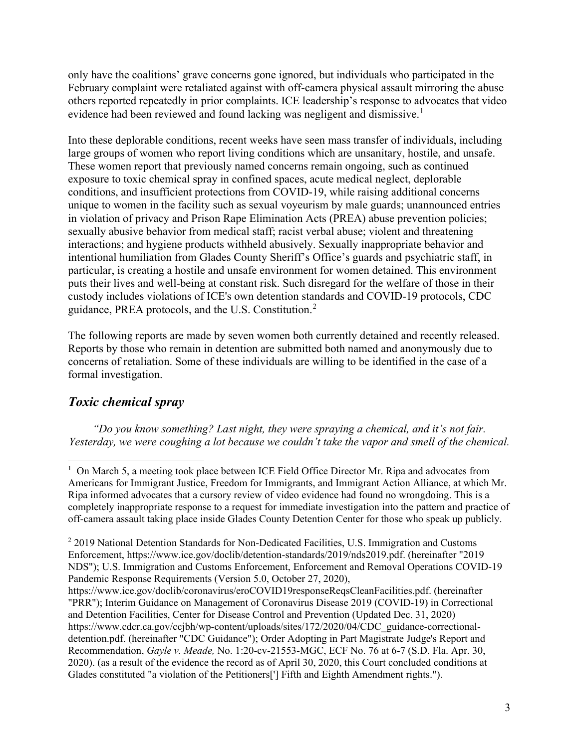only have the coalitions' grave concerns gone ignored, but individuals who participated in the February complaint were retaliated against with off-camera physical assault mirroring the abuse others reported repeatedly in prior complaints. ICE leadership's response to advocates that video evidence had been reviewed and found lacking was negligent and dismissive.[1]

Into these deplorable conditions, recent weeks have seen mass transfer of individuals, including large groups of women who report living conditions which are unsanitary, hostile, and unsafe. These women report that previously named concerns remain ongoing, such as continued exposure to toxic chemical spray in confined spaces, acute medical neglect, deplorable conditions, and insufficient protections from COVID-19, while raising additional concerns unique to women in the facility such as sexual voyeurism by male guards; unannounced entries in violation of privacy and Prison Rape Elimination Acts (PREA) abuse prevention policies; sexually abusive behavior from medical staff; racist verbal abuse; violent and threatening interactions; and hygiene products withheld abusively. Sexually inappropriate behavior and intentional humiliation from Glades County Sheriff's Office's guards and psychiatric staff, in particular, is creating a hostile and unsafe environment for women detained. This environment puts their lives and well-being at constant risk. Such disregard for the welfare of those in their custody includes violations of ICE's own detention standards and COVID-19 protocols, CDC guidance, PREA protocols, and the U.S. Constitution.[2]

The following reports are made by seven women both currently detained and recently released. Reports by those who remain in detention are submitted both named and anonymously due to concerns of retaliation. Some of these individuals are willing to be identified in the case of a formal investigation.

## *Toxic chemical spray*

*"Do you know something? Last night, they were spraying a chemical, and it's not fair. Yesterday, we were coughing a lot because we couldn't take the vapor and smell of the chemical.*

---

[1] On March 5, a meeting took place between ICE Field Office Director Mr. Ripa and advocates from Americans for Immigrant Justice, Freedom for Immigrants, and Immigrant Action Alliance, at which Mr. Ripa informed advocates that a cursory review of video evidence had found no wrongdoing. This is a completely inappropriate response to a request for immediate investigation into the pattern and practice of off-camera assault taking place inside Glades County Detention Center for those who speak up publicly.

[2] 2019 National Detention Standards for Non-Dedicated Facilities, U.S. Immigration and Customs Enforcement, https://www.ice.gov/doclib/detention-standards/2019/nds2019.pdf. (hereinafter "2019 NDS"); U.S. Immigration and Customs Enforcement, Enforcement and Removal Operations COVID-19 Pandemic Response Requirements (Version 5.0, October 27, 2020), https://www.ice.gov/doclib/coronavirus/eroCOVID19responseReqsCleanFacilities.pdf. (hereinafter "PRR"); Interim Guidance on Management of Coronavirus Disease 2019 (COVID-19) in Correctional and Detention Facilities, Center for Disease Control and Prevention (Updated Dec. 31, 2020) https://www.cdcr.ca.gov/ccjbh/wp-content/uploads/sites/172/2020/04/CDC_guidance-correctional-detention.pdf. (hereinafter "CDC Guidance"); Order Adopting in Part Magistrate Judge's Report and Recommendation, *Gayle v. Meade,* No. 1:20-cv-21553-MGC, ECF No. 76 at 6-7 (S.D. Fla. Apr. 30, 2020). (as a result of the evidence the record as of April 30, 2020, this Court concluded conditions at Glades constituted "a violation of the Petitioners['] Fifth and Eighth Amendment rights.").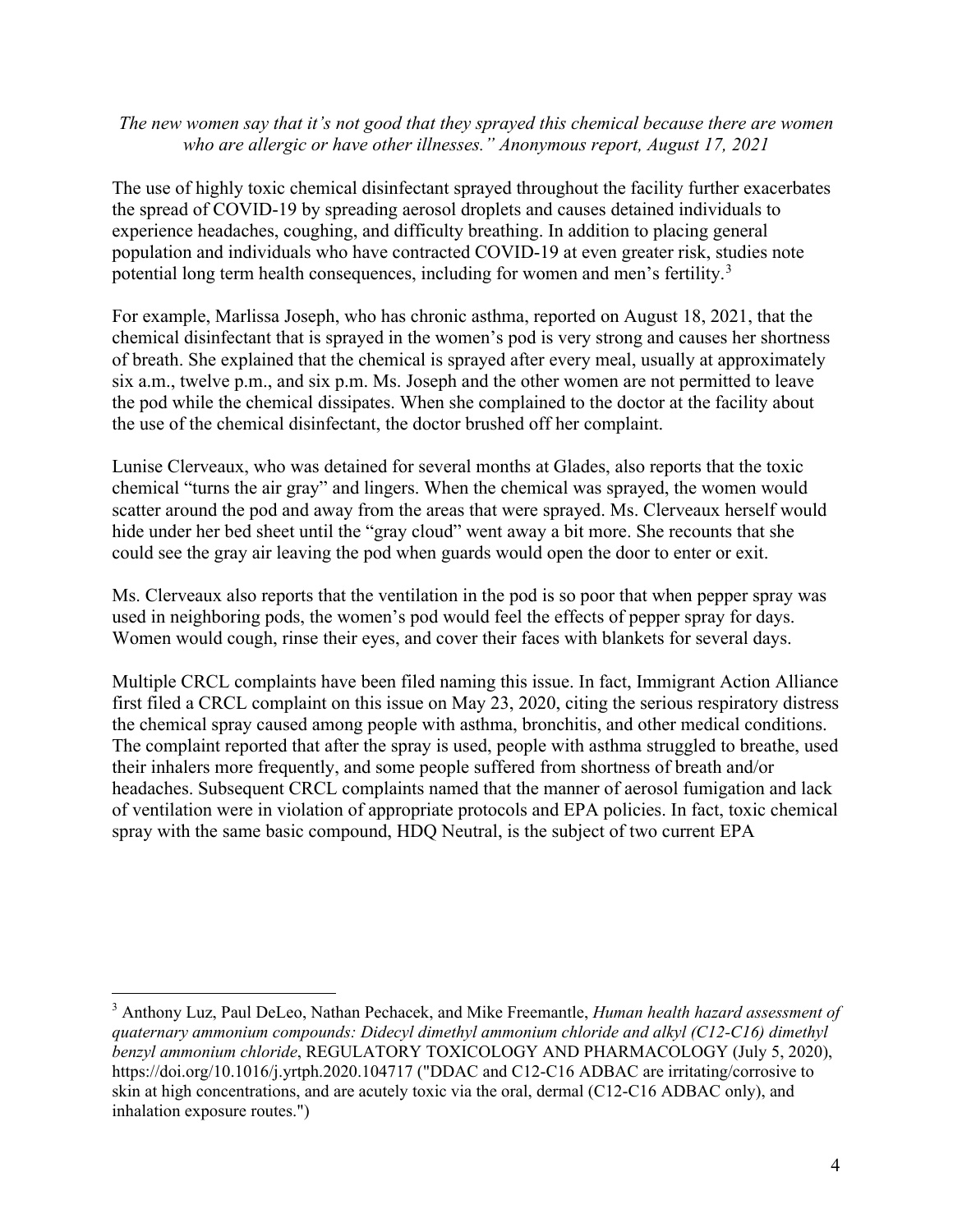*The new women say that it's not good that they sprayed this chemical because there are women who are allergic or have other illnesses." Anonymous report, August 17, 2021*

The use of highly toxic chemical disinfectant sprayed throughout the facility further exacerbates the spread of COVID-19 by spreading aerosol droplets and causes detained individuals to experience headaches, coughing, and difficulty breathing. In addition to placing general population and individuals who have contracted COVID-19 at even greater risk, studies note potential long term health consequences, including for women and men's fertility.[3]

For example, Marlissa Joseph, who has chronic asthma, reported on August 18, 2021, that the chemical disinfectant that is sprayed in the women's pod is very strong and causes her shortness of breath. She explained that the chemical is sprayed after every meal, usually at approximately six a.m., twelve p.m., and six p.m. Ms. Joseph and the other women are not permitted to leave the pod while the chemical dissipates. When she complained to the doctor at the facility about the use of the chemical disinfectant, the doctor brushed off her complaint.

Lunise Clerveaux, who was detained for several months at Glades, also reports that the toxic chemical "turns the air gray" and lingers. When the chemical was sprayed, the women would scatter around the pod and away from the areas that were sprayed. Ms. Clerveaux herself would hide under her bed sheet until the "gray cloud" went away a bit more. She recounts that she could see the gray air leaving the pod when guards would open the door to enter or exit.

Ms. Clerveaux also reports that the ventilation in the pod is so poor that when pepper spray was used in neighboring pods, the women's pod would feel the effects of pepper spray for days. Women would cough, rinse their eyes, and cover their faces with blankets for several days.

Multiple CRCL complaints have been filed naming this issue. In fact, Immigrant Action Alliance first filed a CRCL complaint on this issue on May 23, 2020, citing the serious respiratory distress the chemical spray caused among people with asthma, bronchitis, and other medical conditions. The complaint reported that after the spray is used, people with asthma struggled to breathe, used their inhalers more frequently, and some people suffered from shortness of breath and/or headaches. Subsequent CRCL complaints named that the manner of aerosol fumigation and lack of ventilation were in violation of appropriate protocols and EPA policies. In fact, toxic chemical spray with the same basic compound, HDQ Neutral, is the subject of two current EPA

---

[3] Anthony Luz, Paul DeLeo, Nathan Pechacek, and Mike Freemantle, *Human health hazard assessment of quaternary ammonium compounds: Didecyl dimethyl ammonium chloride and alkyl (C12-C16) dimethyl benzyl ammonium chloride*, REGULATORY TOXICOLOGY AND PHARMACOLOGY (July 5, 2020), https://doi.org/10.1016/j.yrtph.2020.104717 ("DDAC and C12-C16 ADBAC are irritating/corrosive to skin at high concentrations, and are acutely toxic via the oral, dermal (C12-C16 ADBAC only), and inhalation exposure routes.")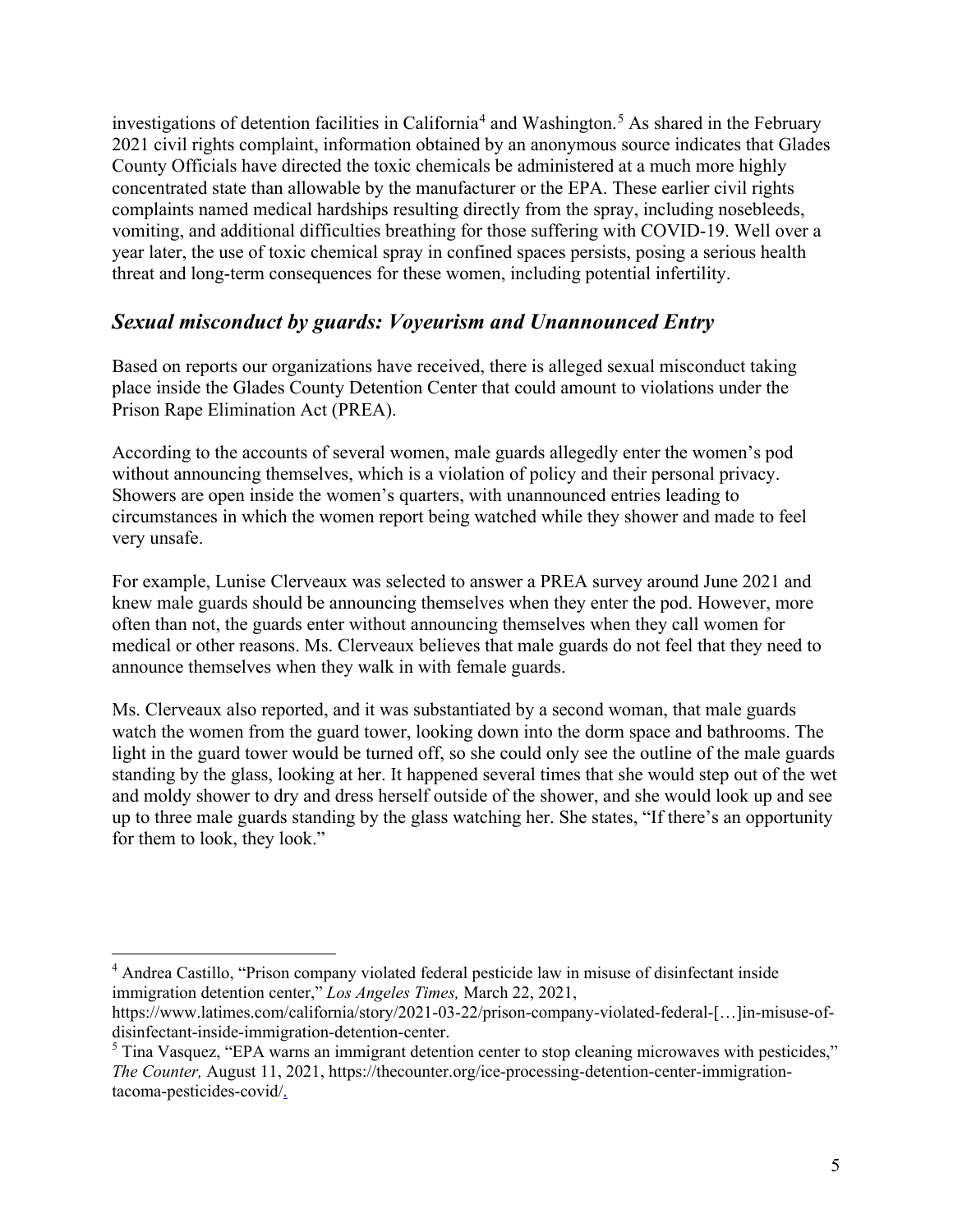investigations of detention facilities in California[4] and Washington.[5] As shared in the February 2021 civil rights complaint, information obtained by an anonymous source indicates that Glades County Officials have directed the toxic chemicals be administered at a much more highly concentrated state than allowable by the manufacturer or the EPA. These earlier civil rights complaints named medical hardships resulting directly from the spray, including nosebleeds, vomiting, and additional difficulties breathing for those suffering with COVID-19. Well over a year later, the use of toxic chemical spray in confined spaces persists, posing a serious health threat and long-term consequences for these women, including potential infertility.

## *Sexual misconduct by guards: Voyeurism and Unannounced Entry*

Based on reports our organizations have received, there is alleged sexual misconduct taking place inside the Glades County Detention Center that could amount to violations under the Prison Rape Elimination Act (PREA).

According to the accounts of several women, male guards allegedly enter the women's pod without announcing themselves, which is a violation of policy and their personal privacy. Showers are open inside the women's quarters, with unannounced entries leading to circumstances in which the women report being watched while they shower and made to feel very unsafe.

For example, Lunise Clerveaux was selected to answer a PREA survey around June 2021 and knew male guards should be announcing themselves when they enter the pod. However, more often than not, the guards enter without announcing themselves when they call women for medical or other reasons. Ms. Clerveaux believes that male guards do not feel that they need to announce themselves when they walk in with female guards.

Ms. Clerveaux also reported, and it was substantiated by a second woman, that male guards watch the women from the guard tower, looking down into the dorm space and bathrooms. The light in the guard tower would be turned off, so she could only see the outline of the male guards standing by the glass, looking at her. It happened several times that she would step out of the wet and moldy shower to dry and dress herself outside of the shower, and she would look up and see up to three male guards standing by the glass watching her. She states, "If there's an opportunity for them to look, they look."

---

[4] Andrea Castillo, "Prison company violated federal pesticide law in misuse of disinfectant inside immigration detention center," *Los Angeles Times,* March 22, 2021, https://www.latimes.com/california/story/2021-03-22/prison-company-violated-federal-[…]in-misuse-of-disinfectant-inside-immigration-detention-center.

[5] Tina Vasquez, "EPA warns an immigrant detention center to stop cleaning microwaves with pesticides," *The Counter,* August 11, 2021, https://thecounter.org/ice-processing-detention-center-immigration-tacoma-pesticides-covid/.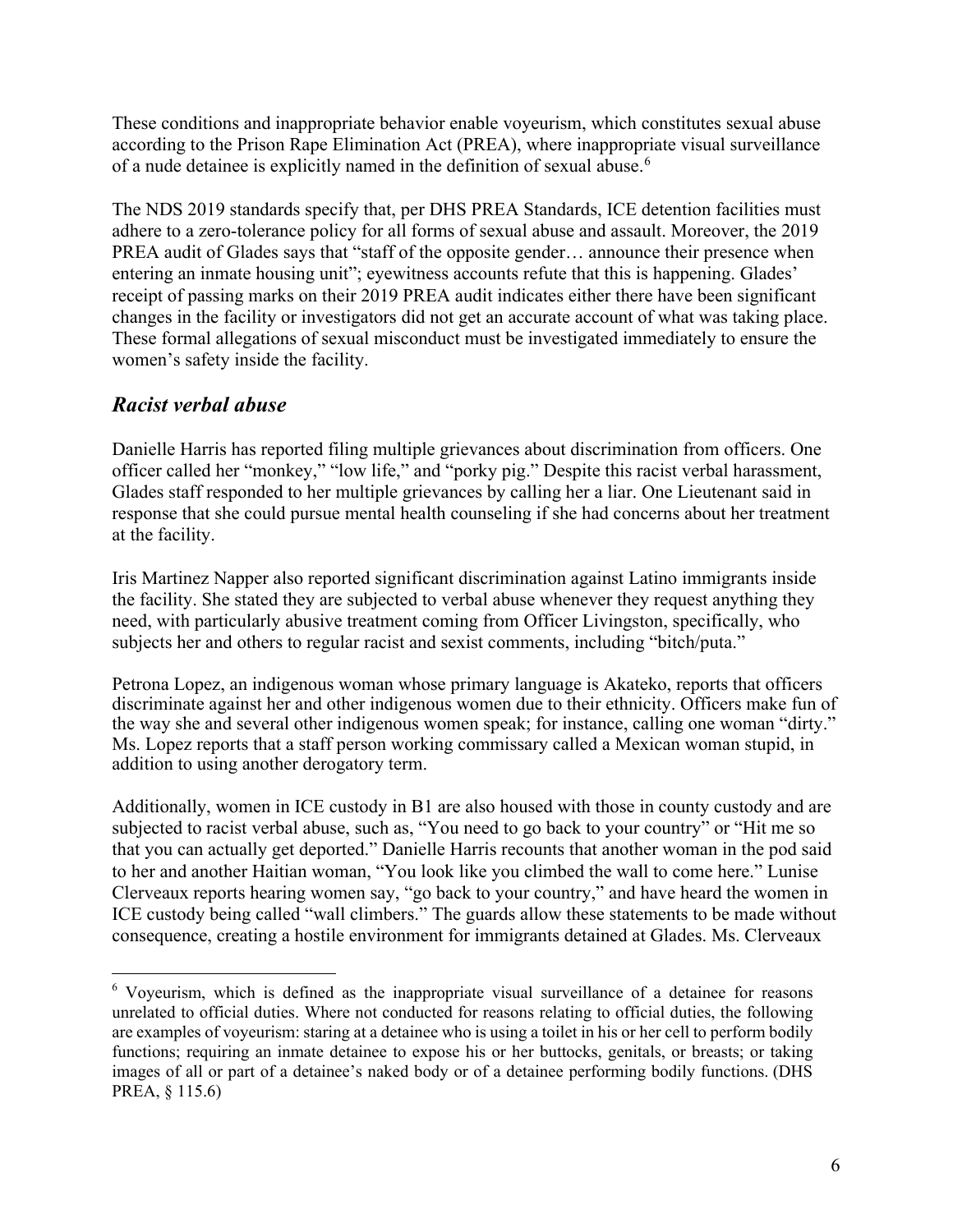These conditions and inappropriate behavior enable voyeurism, which constitutes sexual abuse according to the Prison Rape Elimination Act (PREA), where inappropriate visual surveillance of a nude detainee is explicitly named in the definition of sexual abuse.[6]

The NDS 2019 standards specify that, per DHS PREA Standards, ICE detention facilities must adhere to a zero-tolerance policy for all forms of sexual abuse and assault. Moreover, the 2019 PREA audit of Glades says that "staff of the opposite gender… announce their presence when entering an inmate housing unit"; eyewitness accounts refute that this is happening. Glades' receipt of passing marks on their 2019 PREA audit indicates either there have been significant changes in the facility or investigators did not get an accurate account of what was taking place. These formal allegations of sexual misconduct must be investigated immediately to ensure the women's safety inside the facility.

## *Racist verbal abuse*

Danielle Harris has reported filing multiple grievances about discrimination from officers. One officer called her "monkey," "low life," and "porky pig." Despite this racist verbal harassment, Glades staff responded to her multiple grievances by calling her a liar. One Lieutenant said in response that she could pursue mental health counseling if she had concerns about her treatment at the facility.

Iris Martinez Napper also reported significant discrimination against Latino immigrants inside the facility. She stated they are subjected to verbal abuse whenever they request anything they need, with particularly abusive treatment coming from Officer Livingston, specifically, who subjects her and others to regular racist and sexist comments, including "bitch/puta."

Petrona Lopez, an indigenous woman whose primary language is Akateko, reports that officers discriminate against her and other indigenous women due to their ethnicity. Officers make fun of the way she and several other indigenous women speak; for instance, calling one woman "dirty." Ms. Lopez reports that a staff person working commissary called a Mexican woman stupid, in addition to using another derogatory term.

Additionally, women in ICE custody in B1 are also housed with those in county custody and are subjected to racist verbal abuse, such as, "You need to go back to your country" or "Hit me so that you can actually get deported." Danielle Harris recounts that another woman in the pod said to her and another Haitian woman, "You look like you climbed the wall to come here." Lunise Clerveaux reports hearing women say, "go back to your country," and have heard the women in ICE custody being called "wall climbers." The guards allow these statements to be made without consequence, creating a hostile environment for immigrants detained at Glades. Ms. Clerveaux

---

[6] Voyeurism, which is defined as the inappropriate visual surveillance of a detainee for reasons unrelated to official duties. Where not conducted for reasons relating to official duties, the following are examples of voyeurism: staring at a detainee who is using a toilet in his or her cell to perform bodily functions; requiring an inmate detainee to expose his or her buttocks, genitals, or breasts; or taking images of all or part of a detainee's naked body or of a detainee performing bodily functions. (DHS PREA, § 115.6)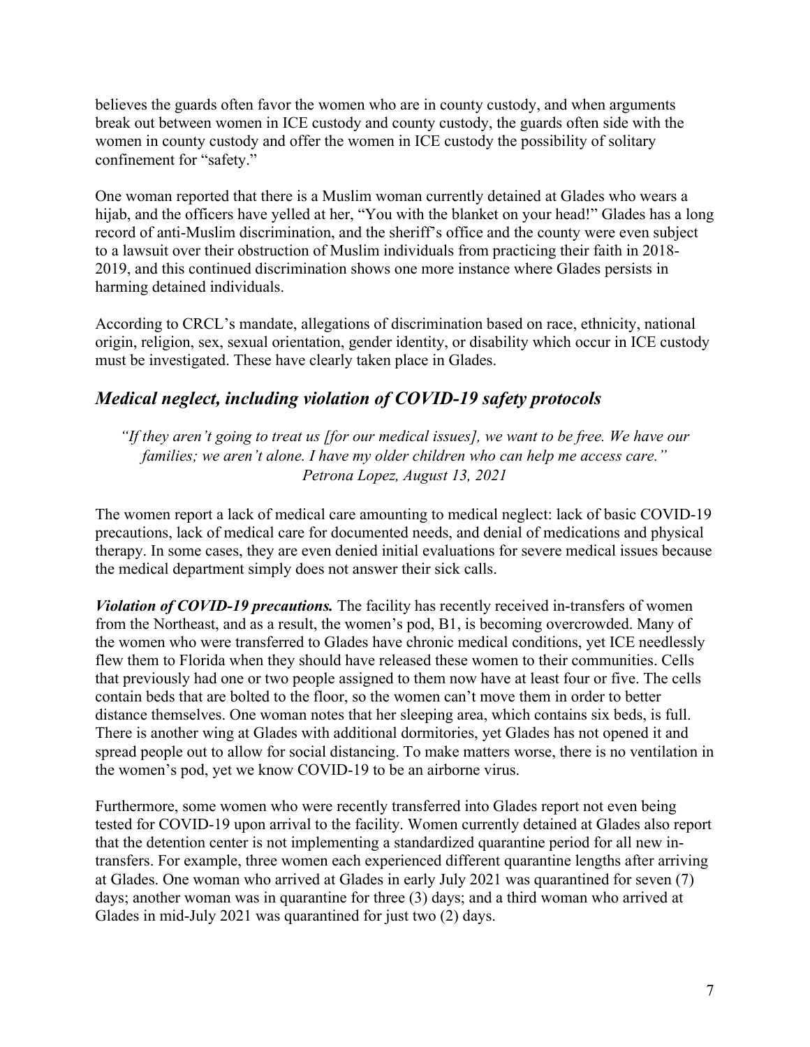believes the guards often favor the women who are in county custody, and when arguments break out between women in ICE custody and county custody, the guards often side with the women in county custody and offer the women in ICE custody the possibility of solitary confinement for "safety."

One woman reported that there is a Muslim woman currently detained at Glades who wears a hijab, and the officers have yelled at her, "You with the blanket on your head!" Glades has a long record of anti-Muslim discrimination, and the sheriff's office and the county were even subject to a lawsuit over their obstruction of Muslim individuals from practicing their faith in 2018-2019, and this continued discrimination shows one more instance where Glades persists in harming detained individuals.

According to CRCL's mandate, allegations of discrimination based on race, ethnicity, national origin, religion, sex, sexual orientation, gender identity, or disability which occur in ICE custody must be investigated. These have clearly taken place in Glades.

## *Medical neglect, including violation of COVID-19 safety protocols*

> *"If they aren't going to treat us [for our medical issues], we want to be free. We have our families; we aren't alone. I have my older children who can help me access care."*
> *Petrona Lopez, August 13, 2021*

The women report a lack of medical care amounting to medical neglect: lack of basic COVID-19 precautions, lack of medical care for documented needs, and denial of medications and physical therapy. In some cases, they are even denied initial evaluations for severe medical issues because the medical department simply does not answer their sick calls.

***Violation of COVID-19 precautions.*** The facility has recently received in-transfers of women from the Northeast, and as a result, the women's pod, B1, is becoming overcrowded. Many of the women who were transferred to Glades have chronic medical conditions, yet ICE needlessly flew them to Florida when they should have released these women to their communities. Cells that previously had one or two people assigned to them now have at least four or five. The cells contain beds that are bolted to the floor, so the women can't move them in order to better distance themselves. One woman notes that her sleeping area, which contains six beds, is full. There is another wing at Glades with additional dormitories, yet Glades has not opened it and spread people out to allow for social distancing. To make matters worse, there is no ventilation in the women's pod, yet we know COVID-19 to be an airborne virus.

Furthermore, some women who were recently transferred into Glades report not even being tested for COVID-19 upon arrival to the facility. Women currently detained at Glades also report that the detention center is not implementing a standardized quarantine period for all new in-transfers. For example, three women each experienced different quarantine lengths after arriving at Glades. One woman who arrived at Glades in early July 2021 was quarantined for seven (7) days; another woman was in quarantine for three (3) days; and a third woman who arrived at Glades in mid-July 2021 was quarantined for just two (2) days.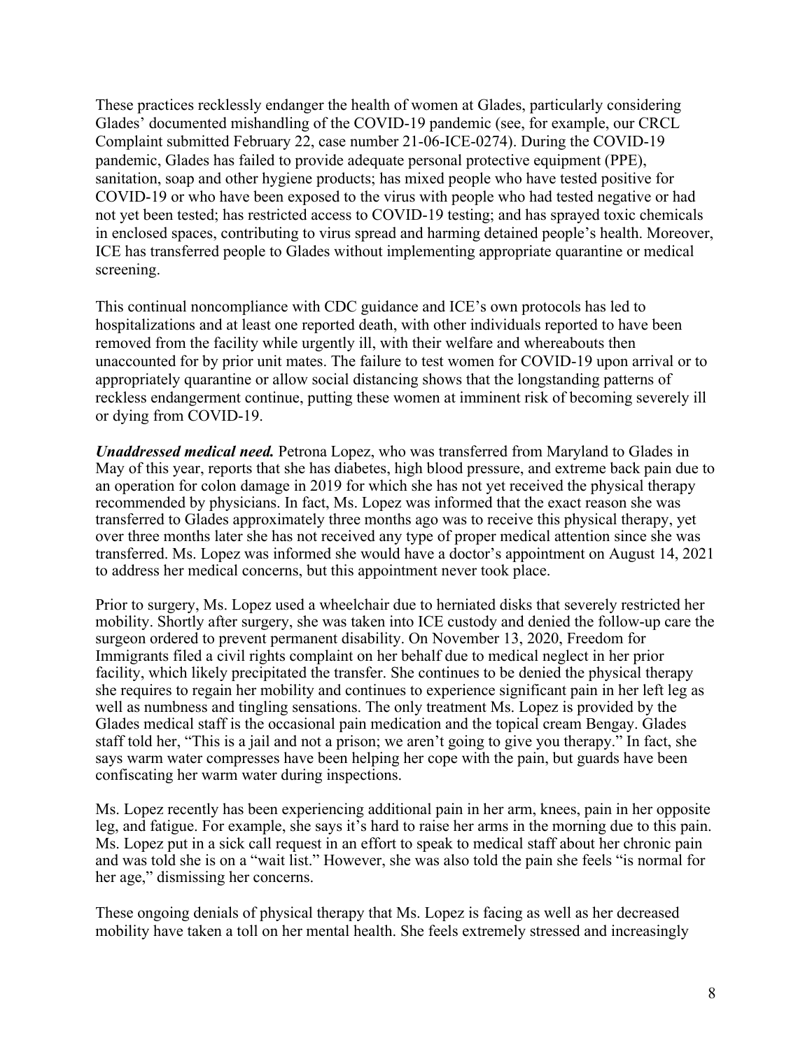These practices recklessly endanger the health of women at Glades, particularly considering Glades' documented mishandling of the COVID-19 pandemic (see, for example, our CRCL Complaint submitted February 22, case number 21-06-ICE-0274). During the COVID-19 pandemic, Glades has failed to provide adequate personal protective equipment (PPE), sanitation, soap and other hygiene products; has mixed people who have tested positive for COVID-19 or who have been exposed to the virus with people who had tested negative or had not yet been tested; has restricted access to COVID-19 testing; and has sprayed toxic chemicals in enclosed spaces, contributing to virus spread and harming detained people's health. Moreover, ICE has transferred people to Glades without implementing appropriate quarantine or medical screening.

This continual noncompliance with CDC guidance and ICE's own protocols has led to hospitalizations and at least one reported death, with other individuals reported to have been removed from the facility while urgently ill, with their welfare and whereabouts then unaccounted for by prior unit mates. The failure to test women for COVID-19 upon arrival or to appropriately quarantine or allow social distancing shows that the longstanding patterns of reckless endangerment continue, putting these women at imminent risk of becoming severely ill or dying from COVID-19.

***Unaddressed medical need.*** Petrona Lopez, who was transferred from Maryland to Glades in May of this year, reports that she has diabetes, high blood pressure, and extreme back pain due to an operation for colon damage in 2019 for which she has not yet received the physical therapy recommended by physicians. In fact, Ms. Lopez was informed that the exact reason she was transferred to Glades approximately three months ago was to receive this physical therapy, yet over three months later she has not received any type of proper medical attention since she was transferred. Ms. Lopez was informed she would have a doctor's appointment on August 14, 2021 to address her medical concerns, but this appointment never took place.

Prior to surgery, Ms. Lopez used a wheelchair due to herniated disks that severely restricted her mobility. Shortly after surgery, she was taken into ICE custody and denied the follow-up care the surgeon ordered to prevent permanent disability. On November 13, 2020, Freedom for Immigrants filed a civil rights complaint on her behalf due to medical neglect in her prior facility, which likely precipitated the transfer. She continues to be denied the physical therapy she requires to regain her mobility and continues to experience significant pain in her left leg as well as numbness and tingling sensations. The only treatment Ms. Lopez is provided by the Glades medical staff is the occasional pain medication and the topical cream Bengay. Glades staff told her, "This is a jail and not a prison; we aren't going to give you therapy." In fact, she says warm water compresses have been helping her cope with the pain, but guards have been confiscating her warm water during inspections.

Ms. Lopez recently has been experiencing additional pain in her arm, knees, pain in her opposite leg, and fatigue. For example, she says it's hard to raise her arms in the morning due to this pain. Ms. Lopez put in a sick call request in an effort to speak to medical staff about her chronic pain and was told she is on a "wait list." However, she was also told the pain she feels "is normal for her age," dismissing her concerns.

These ongoing denials of physical therapy that Ms. Lopez is facing as well as her decreased mobility have taken a toll on her mental health. She feels extremely stressed and increasingly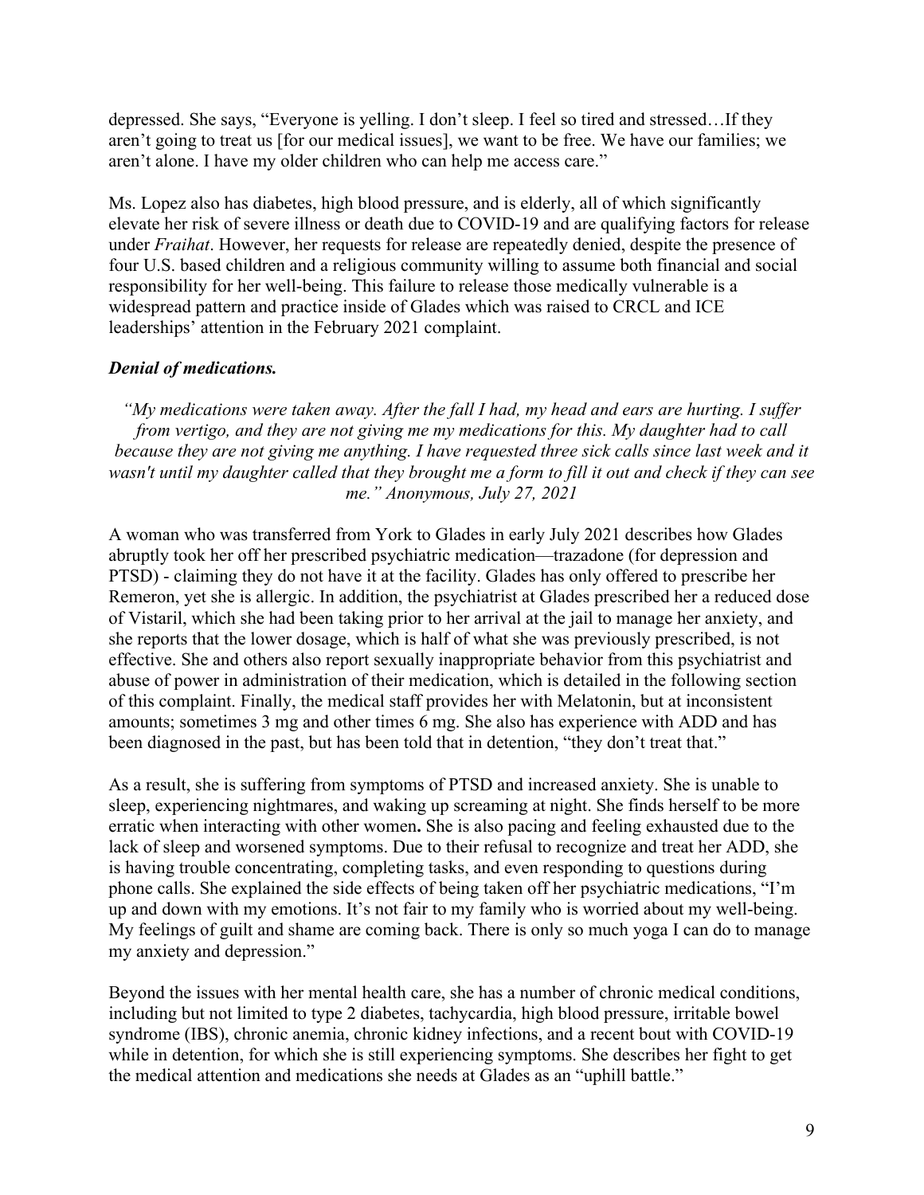depressed. She says, "Everyone is yelling. I don't sleep. I feel so tired and stressed…If they aren't going to treat us [for our medical issues], we want to be free. We have our families; we aren't alone. I have my older children who can help me access care."

Ms. Lopez also has diabetes, high blood pressure, and is elderly, all of which significantly elevate her risk of severe illness or death due to COVID-19 and are qualifying factors for release under *Fraihat*. However, her requests for release are repeatedly denied, despite the presence of four U.S. based children and a religious community willing to assume both financial and social responsibility for her well-being. This failure to release those medically vulnerable is a widespread pattern and practice inside of Glades which was raised to CRCL and ICE leaderships' attention in the February 2021 complaint.

***Denial of medications.***

*"My medications were taken away. After the fall I had, my head and ears are hurting. I suffer from vertigo, and they are not giving me my medications for this. My daughter had to call because they are not giving me anything. I have requested three sick calls since last week and it wasn't until my daughter called that they brought me a form to fill it out and check if they can see me." Anonymous, July 27, 2021*

A woman who was transferred from York to Glades in early July 2021 describes how Glades abruptly took her off her prescribed psychiatric medication—trazadone (for depression and PTSD) - claiming they do not have it at the facility. Glades has only offered to prescribe her Remeron, yet she is allergic. In addition, the psychiatrist at Glades prescribed her a reduced dose of Vistaril, which she had been taking prior to her arrival at the jail to manage her anxiety, and she reports that the lower dosage, which is half of what she was previously prescribed, is not effective. She and others also report sexually inappropriate behavior from this psychiatrist and abuse of power in administration of their medication, which is detailed in the following section of this complaint. Finally, the medical staff provides her with Melatonin, but at inconsistent amounts; sometimes 3 mg and other times 6 mg. She also has experience with ADD and has been diagnosed in the past, but has been told that in detention, "they don't treat that."

As a result, she is suffering from symptoms of PTSD and increased anxiety. She is unable to sleep, experiencing nightmares, and waking up screaming at night. She finds herself to be more erratic when interacting with other women**.** She is also pacing and feeling exhausted due to the lack of sleep and worsened symptoms. Due to their refusal to recognize and treat her ADD, she is having trouble concentrating, completing tasks, and even responding to questions during phone calls. She explained the side effects of being taken off her psychiatric medications, "I'm up and down with my emotions. It's not fair to my family who is worried about my well-being. My feelings of guilt and shame are coming back. There is only so much yoga I can do to manage my anxiety and depression."

Beyond the issues with her mental health care, she has a number of chronic medical conditions, including but not limited to type 2 diabetes, tachycardia, high blood pressure, irritable bowel syndrome (IBS), chronic anemia, chronic kidney infections, and a recent bout with COVID-19 while in detention, for which she is still experiencing symptoms. She describes her fight to get the medical attention and medications she needs at Glades as an "uphill battle."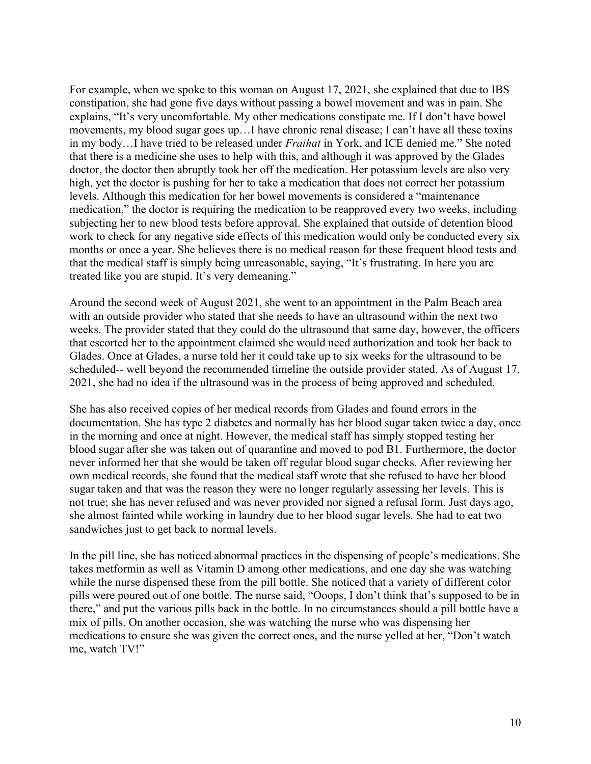For example, when we spoke to this woman on August 17, 2021, she explained that due to IBS constipation, she had gone five days without passing a bowel movement and was in pain. She explains, "It's very uncomfortable. My other medications constipate me. If I don't have bowel movements, my blood sugar goes up…I have chronic renal disease; I can't have all these toxins in my body…I have tried to be released under *Fraihat* in York, and ICE denied me." She noted that there is a medicine she uses to help with this, and although it was approved by the Glades doctor, the doctor then abruptly took her off the medication. Her potassium levels are also very high, yet the doctor is pushing for her to take a medication that does not correct her potassium levels. Although this medication for her bowel movements is considered a "maintenance medication," the doctor is requiring the medication to be reapproved every two weeks, including subjecting her to new blood tests before approval. She explained that outside of detention blood work to check for any negative side effects of this medication would only be conducted every six months or once a year. She believes there is no medical reason for these frequent blood tests and that the medical staff is simply being unreasonable, saying, "It's frustrating. In here you are treated like you are stupid. It's very demeaning."

Around the second week of August 2021, she went to an appointment in the Palm Beach area with an outside provider who stated that she needs to have an ultrasound within the next two weeks. The provider stated that they could do the ultrasound that same day, however, the officers that escorted her to the appointment claimed she would need authorization and took her back to Glades. Once at Glades, a nurse told her it could take up to six weeks for the ultrasound to be scheduled-- well beyond the recommended timeline the outside provider stated. As of August 17, 2021, she had no idea if the ultrasound was in the process of being approved and scheduled.

She has also received copies of her medical records from Glades and found errors in the documentation. She has type 2 diabetes and normally has her blood sugar taken twice a day, once in the morning and once at night. However, the medical staff has simply stopped testing her blood sugar after she was taken out of quarantine and moved to pod B1. Furthermore, the doctor never informed her that she would be taken off regular blood sugar checks. After reviewing her own medical records, she found that the medical staff wrote that she refused to have her blood sugar taken and that was the reason they were no longer regularly assessing her levels. This is not true; she has never refused and was never provided nor signed a refusal form. Just days ago, she almost fainted while working in laundry due to her blood sugar levels. She had to eat two sandwiches just to get back to normal levels.

In the pill line, she has noticed abnormal practices in the dispensing of people's medications. She takes metformin as well as Vitamin D among other medications, and one day she was watching while the nurse dispensed these from the pill bottle. She noticed that a variety of different color pills were poured out of one bottle. The nurse said, "Ooops, I don't think that's supposed to be in there," and put the various pills back in the bottle. In no circumstances should a pill bottle have a mix of pills. On another occasion, she was watching the nurse who was dispensing her medications to ensure she was given the correct ones, and the nurse yelled at her, "Don't watch me, watch TV!"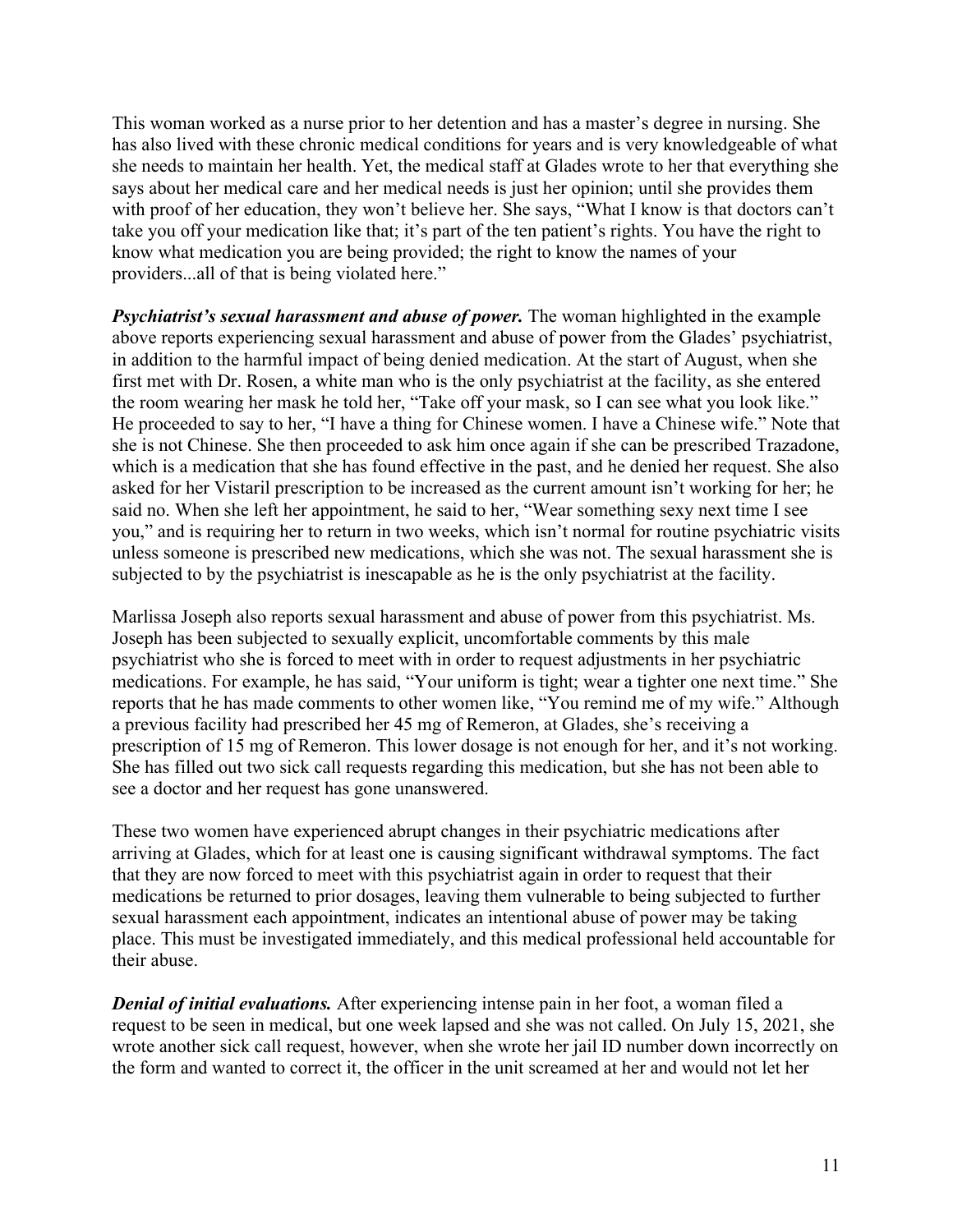This woman worked as a nurse prior to her detention and has a master's degree in nursing. She has also lived with these chronic medical conditions for years and is very knowledgeable of what she needs to maintain her health. Yet, the medical staff at Glades wrote to her that everything she says about her medical care and her medical needs is just her opinion; until she provides them with proof of her education, they won't believe her. She says, "What I know is that doctors can't take you off your medication like that; it's part of the ten patient's rights. You have the right to know what medication you are being provided; the right to know the names of your providers...all of that is being violated here."

***Psychiatrist's sexual harassment and abuse of power.*** The woman highlighted in the example above reports experiencing sexual harassment and abuse of power from the Glades' psychiatrist, in addition to the harmful impact of being denied medication. At the start of August, when she first met with Dr. Rosen, a white man who is the only psychiatrist at the facility, as she entered the room wearing her mask he told her, "Take off your mask, so I can see what you look like." He proceeded to say to her, "I have a thing for Chinese women. I have a Chinese wife." Note that she is not Chinese. She then proceeded to ask him once again if she can be prescribed Trazadone, which is a medication that she has found effective in the past, and he denied her request. She also asked for her Vistaril prescription to be increased as the current amount isn't working for her; he said no. When she left her appointment, he said to her, "Wear something sexy next time I see you," and is requiring her to return in two weeks, which isn't normal for routine psychiatric visits unless someone is prescribed new medications, which she was not. The sexual harassment she is subjected to by the psychiatrist is inescapable as he is the only psychiatrist at the facility.

Marlissa Joseph also reports sexual harassment and abuse of power from this psychiatrist. Ms. Joseph has been subjected to sexually explicit, uncomfortable comments by this male psychiatrist who she is forced to meet with in order to request adjustments in her psychiatric medications. For example, he has said, "Your uniform is tight; wear a tighter one next time." She reports that he has made comments to other women like, "You remind me of my wife." Although a previous facility had prescribed her 45 mg of Remeron, at Glades, she's receiving a prescription of 15 mg of Remeron. This lower dosage is not enough for her, and it's not working. She has filled out two sick call requests regarding this medication, but she has not been able to see a doctor and her request has gone unanswered.

These two women have experienced abrupt changes in their psychiatric medications after arriving at Glades, which for at least one is causing significant withdrawal symptoms. The fact that they are now forced to meet with this psychiatrist again in order to request that their medications be returned to prior dosages, leaving them vulnerable to being subjected to further sexual harassment each appointment, indicates an intentional abuse of power may be taking place. This must be investigated immediately, and this medical professional held accountable for their abuse.

***Denial of initial evaluations.*** After experiencing intense pain in her foot, a woman filed a request to be seen in medical, but one week lapsed and she was not called. On July 15, 2021, she wrote another sick call request, however, when she wrote her jail ID number down incorrectly on the form and wanted to correct it, the officer in the unit screamed at her and would not let her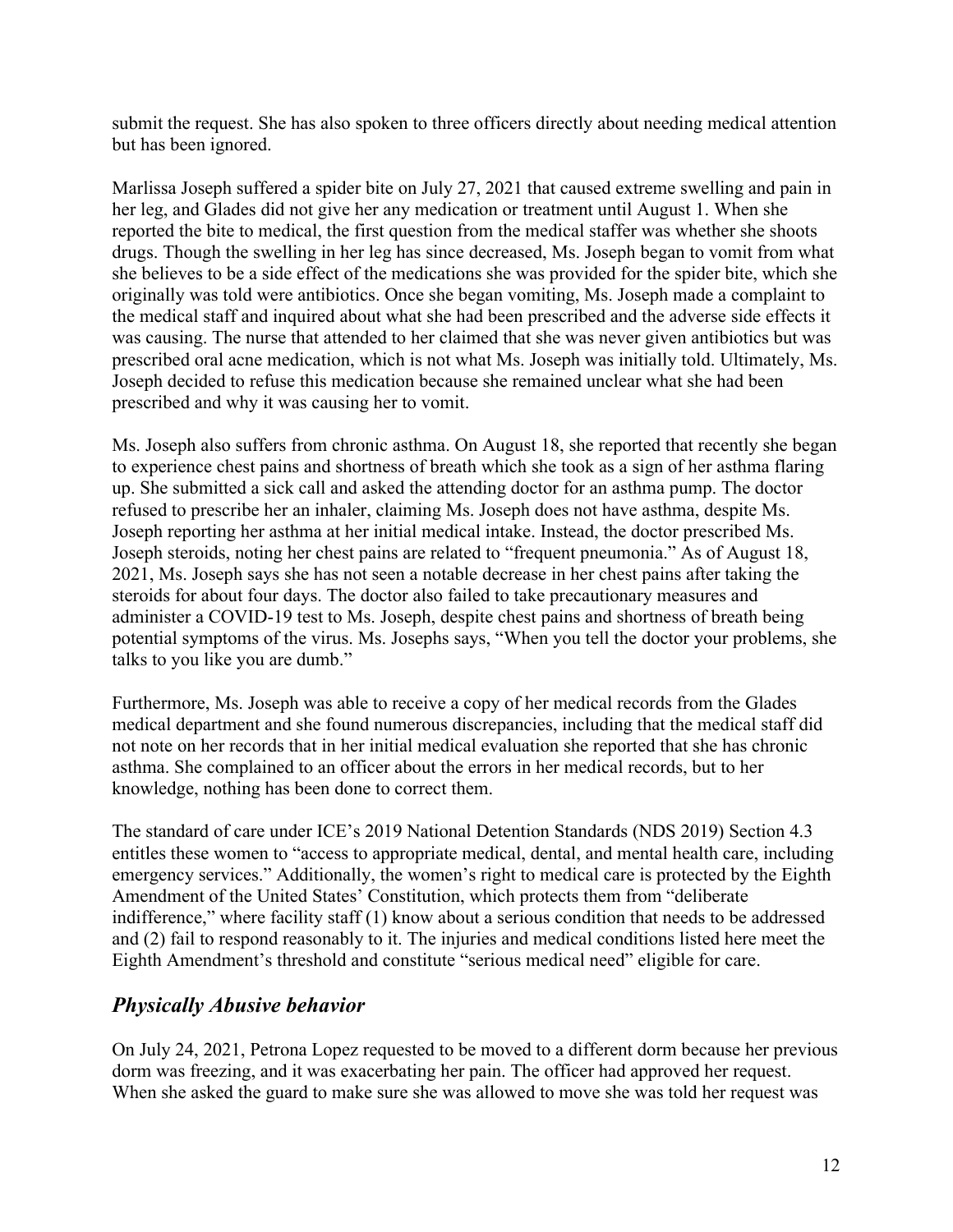submit the request. She has also spoken to three officers directly about needing medical attention but has been ignored.

Marlissa Joseph suffered a spider bite on July 27, 2021 that caused extreme swelling and pain in her leg, and Glades did not give her any medication or treatment until August 1. When she reported the bite to medical, the first question from the medical staffer was whether she shoots drugs. Though the swelling in her leg has since decreased, Ms. Joseph began to vomit from what she believes to be a side effect of the medications she was provided for the spider bite, which she originally was told were antibiotics. Once she began vomiting, Ms. Joseph made a complaint to the medical staff and inquired about what she had been prescribed and the adverse side effects it was causing. The nurse that attended to her claimed that she was never given antibiotics but was prescribed oral acne medication, which is not what Ms. Joseph was initially told. Ultimately, Ms. Joseph decided to refuse this medication because she remained unclear what she had been prescribed and why it was causing her to vomit.

Ms. Joseph also suffers from chronic asthma. On August 18, she reported that recently she began to experience chest pains and shortness of breath which she took as a sign of her asthma flaring up. She submitted a sick call and asked the attending doctor for an asthma pump. The doctor refused to prescribe her an inhaler, claiming Ms. Joseph does not have asthma, despite Ms. Joseph reporting her asthma at her initial medical intake. Instead, the doctor prescribed Ms. Joseph steroids, noting her chest pains are related to "frequent pneumonia." As of August 18, 2021, Ms. Joseph says she has not seen a notable decrease in her chest pains after taking the steroids for about four days. The doctor also failed to take precautionary measures and administer a COVID-19 test to Ms. Joseph, despite chest pains and shortness of breath being potential symptoms of the virus. Ms. Josephs says, "When you tell the doctor your problems, she talks to you like you are dumb."

Furthermore, Ms. Joseph was able to receive a copy of her medical records from the Glades medical department and she found numerous discrepancies, including that the medical staff did not note on her records that in her initial medical evaluation she reported that she has chronic asthma. She complained to an officer about the errors in her medical records, but to her knowledge, nothing has been done to correct them.

The standard of care under ICE's 2019 National Detention Standards (NDS 2019) Section 4.3 entitles these women to "access to appropriate medical, dental, and mental health care, including emergency services." Additionally, the women's right to medical care is protected by the Eighth Amendment of the United States' Constitution, which protects them from "deliberate indifference," where facility staff (1) know about a serious condition that needs to be addressed and (2) fail to respond reasonably to it. The injuries and medical conditions listed here meet the Eighth Amendment's threshold and constitute "serious medical need" eligible for care.

## *Physically Abusive behavior*

On July 24, 2021, Petrona Lopez requested to be moved to a different dorm because her previous dorm was freezing, and it was exacerbating her pain. The officer had approved her request. When she asked the guard to make sure she was allowed to move she was told her request was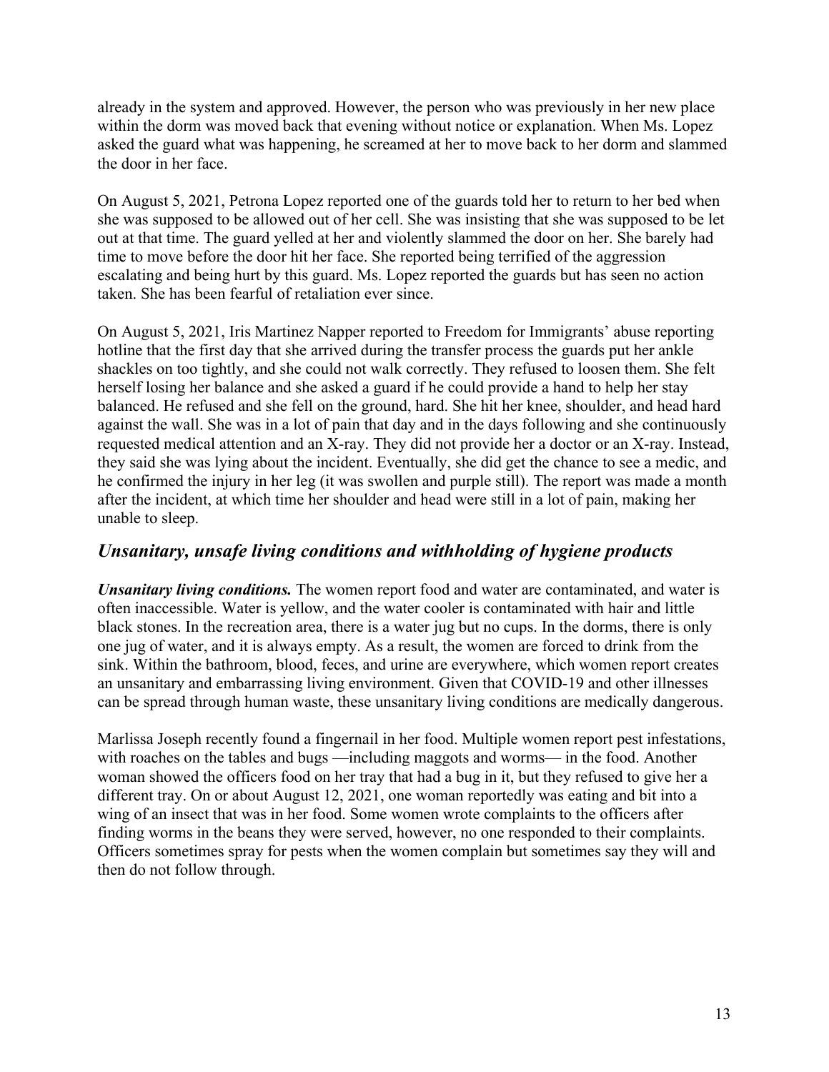already in the system and approved. However, the person who was previously in her new place within the dorm was moved back that evening without notice or explanation. When Ms. Lopez asked the guard what was happening, he screamed at her to move back to her dorm and slammed the door in her face.

On August 5, 2021, Petrona Lopez reported one of the guards told her to return to her bed when she was supposed to be allowed out of her cell. She was insisting that she was supposed to be let out at that time. The guard yelled at her and violently slammed the door on her. She barely had time to move before the door hit her face. She reported being terrified of the aggression escalating and being hurt by this guard. Ms. Lopez reported the guards but has seen no action taken. She has been fearful of retaliation ever since.

On August 5, 2021, Iris Martinez Napper reported to Freedom for Immigrants' abuse reporting hotline that the first day that she arrived during the transfer process the guards put her ankle shackles on too tightly, and she could not walk correctly. They refused to loosen them. She felt herself losing her balance and she asked a guard if he could provide a hand to help her stay balanced. He refused and she fell on the ground, hard. She hit her knee, shoulder, and head hard against the wall. She was in a lot of pain that day and in the days following and she continuously requested medical attention and an X-ray. They did not provide her a doctor or an X-ray. Instead, they said she was lying about the incident. Eventually, she did get the chance to see a medic, and he confirmed the injury in her leg (it was swollen and purple still). The report was made a month after the incident, at which time her shoulder and head were still in a lot of pain, making her unable to sleep.

## *Unsanitary, unsafe living conditions and withholding of hygiene products*

***Unsanitary living conditions.*** The women report food and water are contaminated, and water is often inaccessible. Water is yellow, and the water cooler is contaminated with hair and little black stones. In the recreation area, there is a water jug but no cups. In the dorms, there is only one jug of water, and it is always empty. As a result, the women are forced to drink from the sink. Within the bathroom, blood, feces, and urine are everywhere, which women report creates an unsanitary and embarrassing living environment. Given that COVID-19 and other illnesses can be spread through human waste, these unsanitary living conditions are medically dangerous.

Marlissa Joseph recently found a fingernail in her food. Multiple women report pest infestations, with roaches on the tables and bugs —including maggots and worms— in the food. Another woman showed the officers food on her tray that had a bug in it, but they refused to give her a different tray. On or about August 12, 2021, one woman reportedly was eating and bit into a wing of an insect that was in her food. Some women wrote complaints to the officers after finding worms in the beans they were served, however, no one responded to their complaints. Officers sometimes spray for pests when the women complain but sometimes say they will and then do not follow through.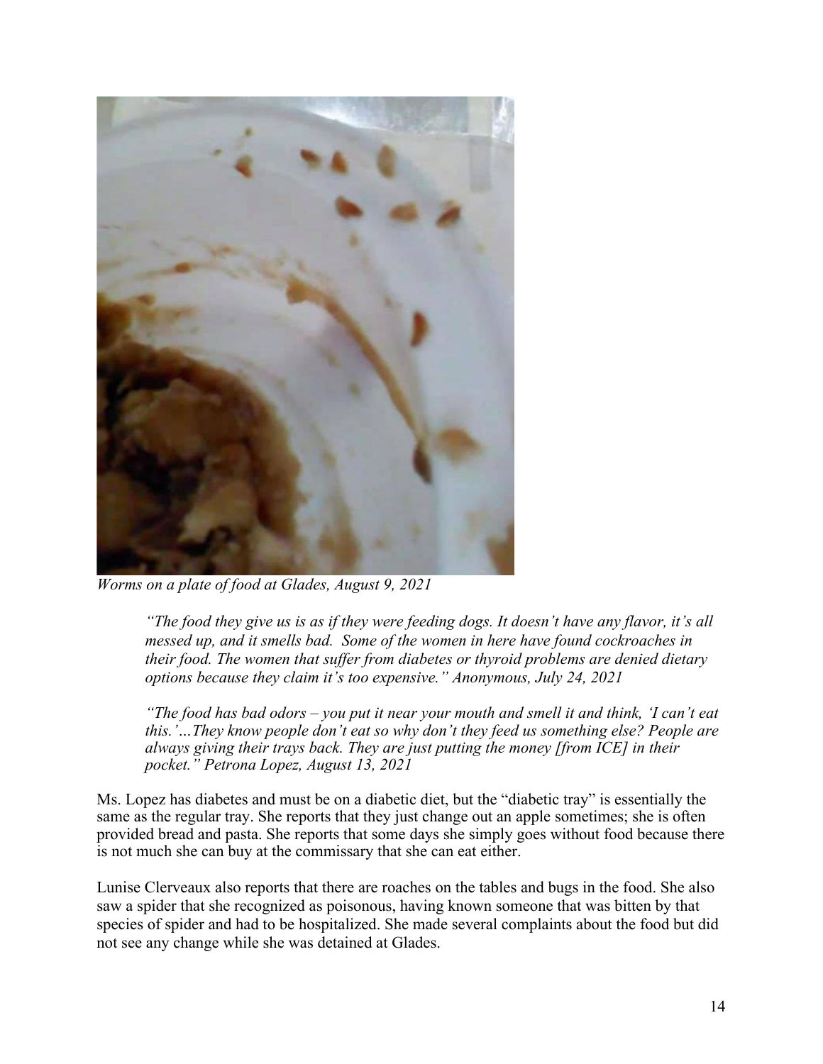*Worms on a plate of food at Glades, August 9, 2021*

> *"The food they give us is as if they were feeding dogs. It doesn't have any flavor, it's all messed up, and it smells bad. Some of the women in here have found cockroaches in their food. The women that suffer from diabetes or thyroid problems are denied dietary options because they claim it's too expensive." Anonymous, July 24, 2021*

> *"The food has bad odors – you put it near your mouth and smell it and think, 'I can't eat this.'…They know people don't eat so why don't they feed us something else? People are always giving their trays back. They are just putting the money [from ICE] in their pocket." Petrona Lopez, August 13, 2021*

Ms. Lopez has diabetes and must be on a diabetic diet, but the "diabetic tray" is essentially the same as the regular tray. She reports that they just change out an apple sometimes; she is often provided bread and pasta. She reports that some days she simply goes without food because there is not much she can buy at the commissary that she can eat either.

Lunise Clerveaux also reports that there are roaches on the tables and bugs in the food. She also saw a spider that she recognized as poisonous, having known someone that was bitten by that species of spider and had to be hospitalized. She made several complaints about the food but did not see any change while she was detained at Glades.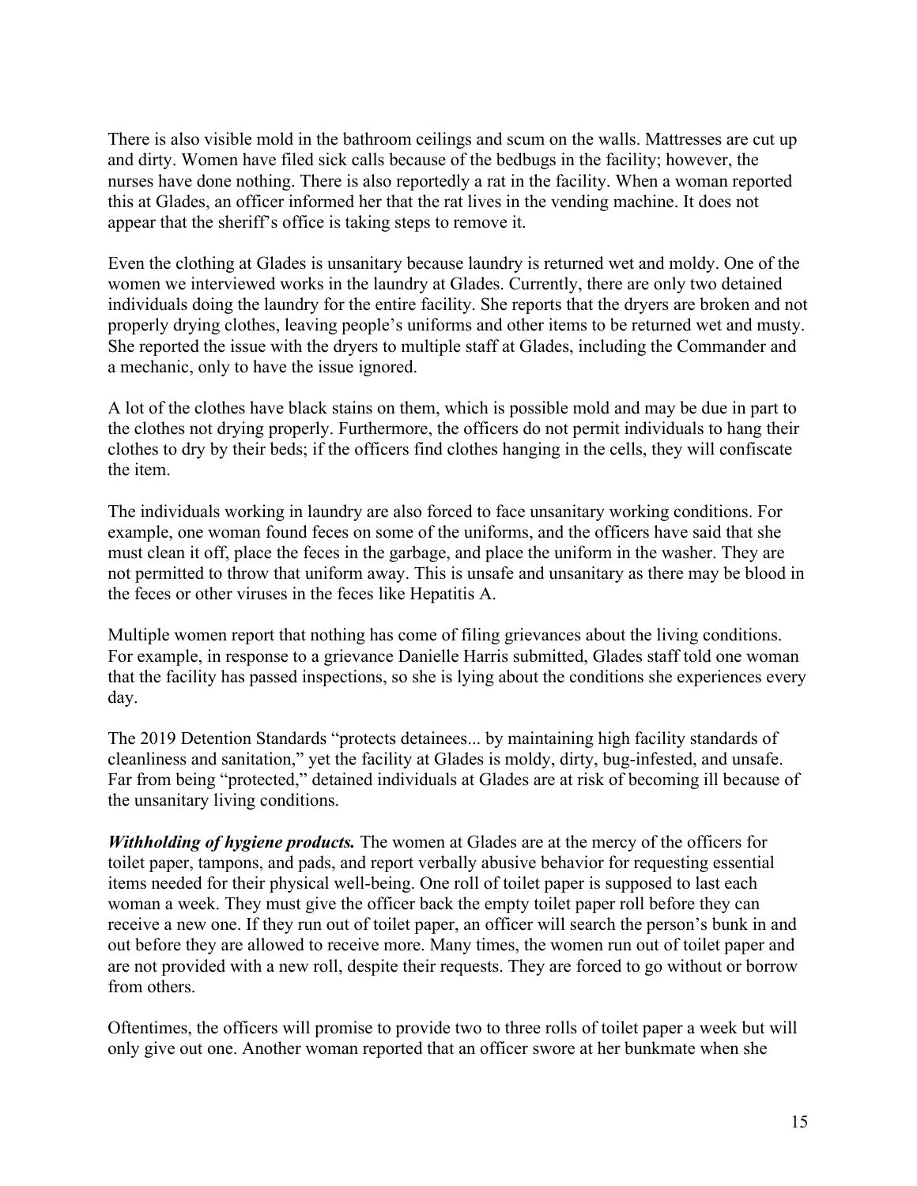There is also visible mold in the bathroom ceilings and scum on the walls. Mattresses are cut up and dirty. Women have filed sick calls because of the bedbugs in the facility; however, the nurses have done nothing. There is also reportedly a rat in the facility. When a woman reported this at Glades, an officer informed her that the rat lives in the vending machine. It does not appear that the sheriff's office is taking steps to remove it.

Even the clothing at Glades is unsanitary because laundry is returned wet and moldy. One of the women we interviewed works in the laundry at Glades. Currently, there are only two detained individuals doing the laundry for the entire facility. She reports that the dryers are broken and not properly drying clothes, leaving people's uniforms and other items to be returned wet and musty. She reported the issue with the dryers to multiple staff at Glades, including the Commander and a mechanic, only to have the issue ignored.

A lot of the clothes have black stains on them, which is possible mold and may be due in part to the clothes not drying properly. Furthermore, the officers do not permit individuals to hang their clothes to dry by their beds; if the officers find clothes hanging in the cells, they will confiscate the item.

The individuals working in laundry are also forced to face unsanitary working conditions. For example, one woman found feces on some of the uniforms, and the officers have said that she must clean it off, place the feces in the garbage, and place the uniform in the washer. They are not permitted to throw that uniform away. This is unsafe and unsanitary as there may be blood in the feces or other viruses in the feces like Hepatitis A.

Multiple women report that nothing has come of filing grievances about the living conditions. For example, in response to a grievance Danielle Harris submitted, Glades staff told one woman that the facility has passed inspections, so she is lying about the conditions she experiences every day.

The 2019 Detention Standards "protects detainees... by maintaining high facility standards of cleanliness and sanitation," yet the facility at Glades is moldy, dirty, bug-infested, and unsafe. Far from being "protected," detained individuals at Glades are at risk of becoming ill because of the unsanitary living conditions.

***Withholding of hygiene products.*** The women at Glades are at the mercy of the officers for toilet paper, tampons, and pads, and report verbally abusive behavior for requesting essential items needed for their physical well-being. One roll of toilet paper is supposed to last each woman a week. They must give the officer back the empty toilet paper roll before they can receive a new one. If they run out of toilet paper, an officer will search the person's bunk in and out before they are allowed to receive more. Many times, the women run out of toilet paper and are not provided with a new roll, despite their requests. They are forced to go without or borrow from others.

Oftentimes, the officers will promise to provide two to three rolls of toilet paper a week but will only give out one. Another woman reported that an officer swore at her bunkmate when she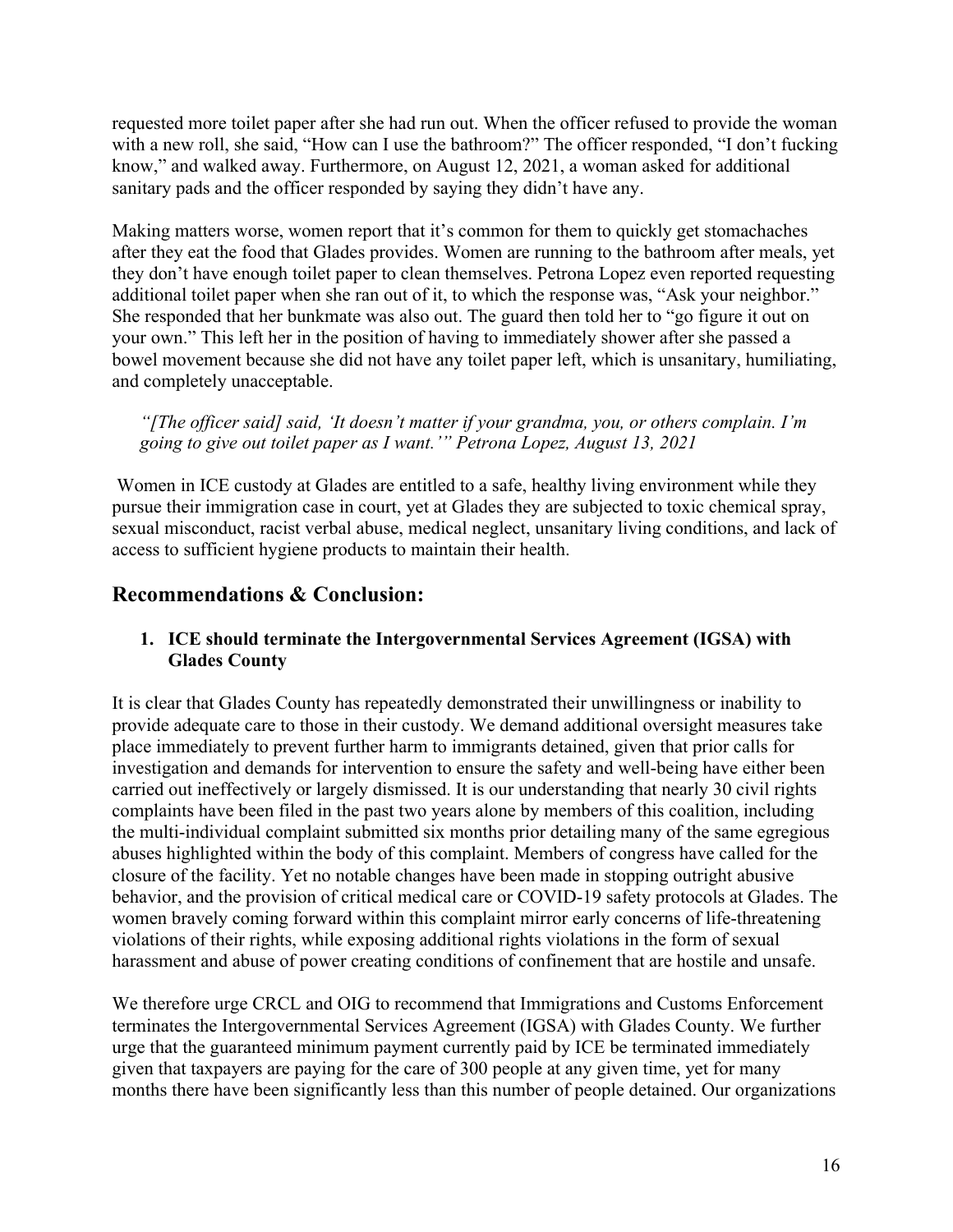requested more toilet paper after she had run out. When the officer refused to provide the woman with a new roll, she said, "How can I use the bathroom?" The officer responded, "I don't fucking know," and walked away. Furthermore, on August 12, 2021, a woman asked for additional sanitary pads and the officer responded by saying they didn't have any.

Making matters worse, women report that it's common for them to quickly get stomachaches after they eat the food that Glades provides. Women are running to the bathroom after meals, yet they don't have enough toilet paper to clean themselves. Petrona Lopez even reported requesting additional toilet paper when she ran out of it, to which the response was, "Ask your neighbor." She responded that her bunkmate was also out. The guard then told her to "go figure it out on your own." This left her in the position of having to immediately shower after she passed a bowel movement because she did not have any toilet paper left, which is unsanitary, humiliating, and completely unacceptable.

> *"[The officer said] said, 'It doesn't matter if your grandma, you, or others complain. I'm going to give out toilet paper as I want.'" Petrona Lopez, August 13, 2021*

Women in ICE custody at Glades are entitled to a safe, healthy living environment while they pursue their immigration case in court, yet at Glades they are subjected to toxic chemical spray, sexual misconduct, racist verbal abuse, medical neglect, unsanitary living conditions, and lack of access to sufficient hygiene products to maintain their health.

## Recommendations & Conclusion:

### 1. ICE should terminate the Intergovernmental Services Agreement (IGSA) with Glades County

It is clear that Glades County has repeatedly demonstrated their unwillingness or inability to provide adequate care to those in their custody. We demand additional oversight measures take place immediately to prevent further harm to immigrants detained, given that prior calls for investigation and demands for intervention to ensure the safety and well-being have either been carried out ineffectively or largely dismissed. It is our understanding that nearly 30 civil rights complaints have been filed in the past two years alone by members of this coalition, including the multi-individual complaint submitted six months prior detailing many of the same egregious abuses highlighted within the body of this complaint. Members of congress have called for the closure of the facility. Yet no notable changes have been made in stopping outright abusive behavior, and the provision of critical medical care or COVID-19 safety protocols at Glades. The women bravely coming forward within this complaint mirror early concerns of life-threatening violations of their rights, while exposing additional rights violations in the form of sexual harassment and abuse of power creating conditions of confinement that are hostile and unsafe.

We therefore urge CRCL and OIG to recommend that Immigrations and Customs Enforcement terminates the Intergovernmental Services Agreement (IGSA) with Glades County. We further urge that the guaranteed minimum payment currently paid by ICE be terminated immediately given that taxpayers are paying for the care of 300 people at any given time, yet for many months there have been significantly less than this number of people detained. Our organizations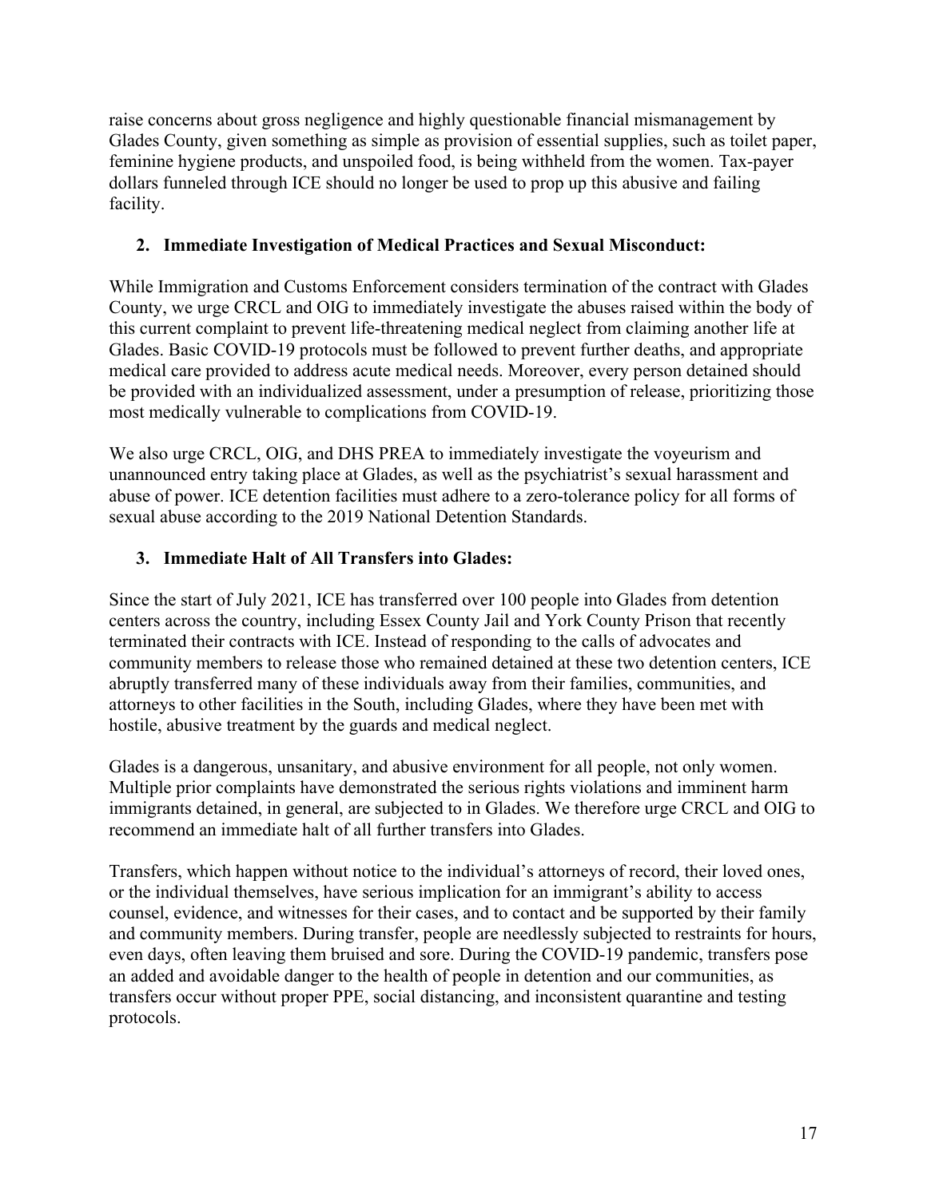raise concerns about gross negligence and highly questionable financial mismanagement by Glades County, given something as simple as provision of essential supplies, such as toilet paper, feminine hygiene products, and unspoiled food, is being withheld from the women. Tax-payer dollars funneled through ICE should no longer be used to prop up this abusive and failing facility.

### 2. Immediate Investigation of Medical Practices and Sexual Misconduct:

While Immigration and Customs Enforcement considers termination of the contract with Glades County, we urge CRCL and OIG to immediately investigate the abuses raised within the body of this current complaint to prevent life-threatening medical neglect from claiming another life at Glades. Basic COVID-19 protocols must be followed to prevent further deaths, and appropriate medical care provided to address acute medical needs. Moreover, every person detained should be provided with an individualized assessment, under a presumption of release, prioritizing those most medically vulnerable to complications from COVID-19.

We also urge CRCL, OIG, and DHS PREA to immediately investigate the voyeurism and unannounced entry taking place at Glades, as well as the psychiatrist's sexual harassment and abuse of power. ICE detention facilities must adhere to a zero-tolerance policy for all forms of sexual abuse according to the 2019 National Detention Standards.

### 3. Immediate Halt of All Transfers into Glades:

Since the start of July 2021, ICE has transferred over 100 people into Glades from detention centers across the country, including Essex County Jail and York County Prison that recently terminated their contracts with ICE. Instead of responding to the calls of advocates and community members to release those who remained detained at these two detention centers, ICE abruptly transferred many of these individuals away from their families, communities, and attorneys to other facilities in the South, including Glades, where they have been met with hostile, abusive treatment by the guards and medical neglect.

Glades is a dangerous, unsanitary, and abusive environment for all people, not only women. Multiple prior complaints have demonstrated the serious rights violations and imminent harm immigrants detained, in general, are subjected to in Glades. We therefore urge CRCL and OIG to recommend an immediate halt of all further transfers into Glades.

Transfers, which happen without notice to the individual's attorneys of record, their loved ones, or the individual themselves, have serious implication for an immigrant's ability to access counsel, evidence, and witnesses for their cases, and to contact and be supported by their family and community members. During transfer, people are needlessly subjected to restraints for hours, even days, often leaving them bruised and sore. During the COVID-19 pandemic, transfers pose an added and avoidable danger to the health of people in detention and our communities, as transfers occur without proper PPE, social distancing, and inconsistent quarantine and testing protocols.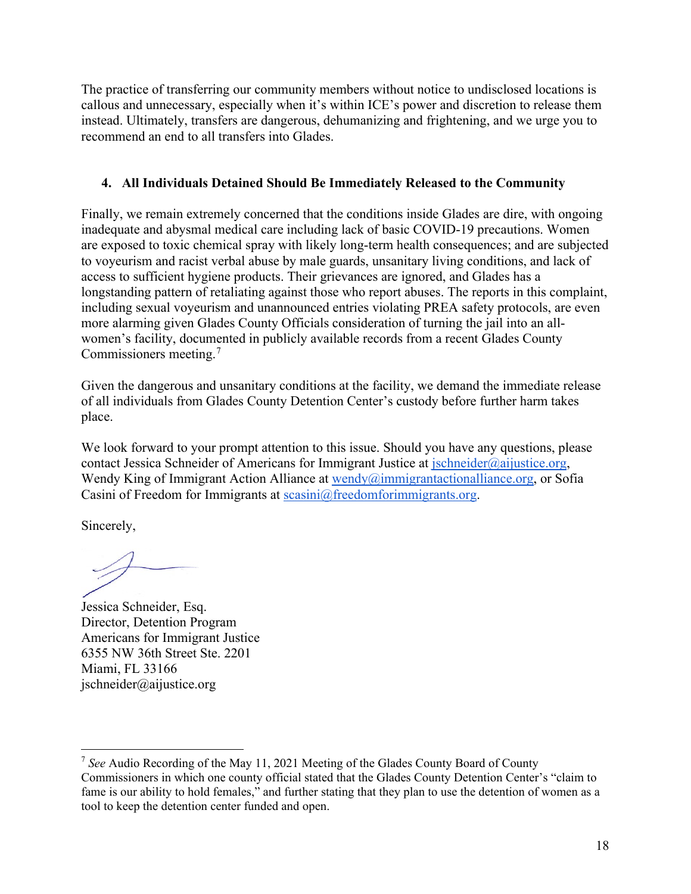The practice of transferring our community members without notice to undisclosed locations is callous and unnecessary, especially when it's within ICE's power and discretion to release them instead. Ultimately, transfers are dangerous, dehumanizing and frightening, and we urge you to recommend an end to all transfers into Glades.

### 4. All Individuals Detained Should Be Immediately Released to the Community

Finally, we remain extremely concerned that the conditions inside Glades are dire, with ongoing inadequate and abysmal medical care including lack of basic COVID-19 precautions. Women are exposed to toxic chemical spray with likely long-term health consequences; and are subjected to voyeurism and racist verbal abuse by male guards, unsanitary living conditions, and lack of access to sufficient hygiene products. Their grievances are ignored, and Glades has a longstanding pattern of retaliating against those who report abuses. The reports in this complaint, including sexual voyeurism and unannounced entries violating PREA safety protocols, are even more alarming given Glades County Officials consideration of turning the jail into an all-women's facility, documented in publicly available records from a recent Glades County Commissioners meeting.[7]

Given the dangerous and unsanitary conditions at the facility, we demand the immediate release of all individuals from Glades County Detention Center's custody before further harm takes place.

We look forward to your prompt attention to this issue. Should you have any questions, please contact Jessica Schneider of Americans for Immigrant Justice at jschneider@aijustice.org, Wendy King of Immigrant Action Alliance at wendy@immigrantactionalliance.org, or Sofia Casini of Freedom for Immigrants at scasini@freedomforimmigrants.org.

Sincerely,

Jessica Schneider, Esq.
Director, Detention Program
Americans for Immigrant Justice
6355 NW 36th Street Ste. 2201
Miami, FL 33166
jschneider@aijustice.org

---

[7] *See* Audio Recording of the May 11, 2021 Meeting of the Glades County Board of County Commissioners in which one county official stated that the Glades County Detention Center's "claim to fame is our ability to hold females," and further stating that they plan to use the detention of women as a tool to keep the detention center funded and open.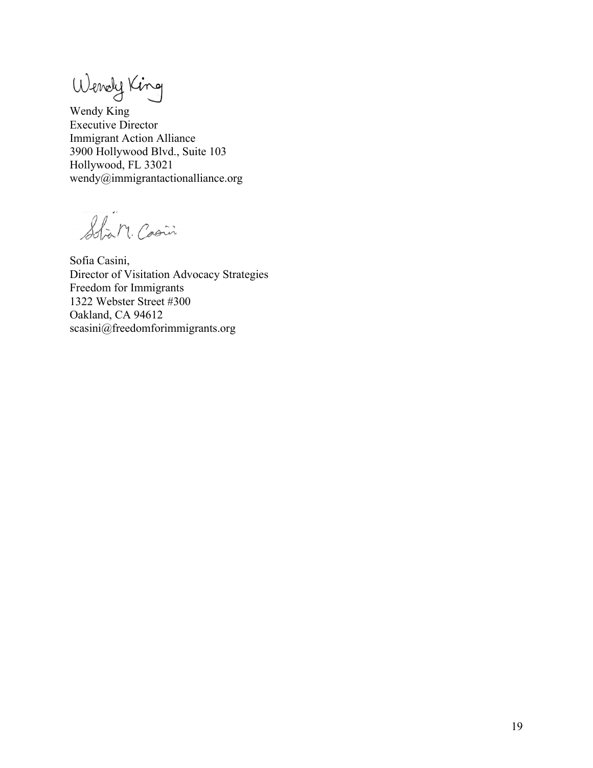Wendy King

Wendy King
Executive Director
Immigrant Action Alliance
3900 Hollywood Blvd., Suite 103
Hollywood, FL 33021
wendy@immigrantactionalliance.org

Sofia M. Casini

Sofia Casini,
Director of Visitation Advocacy Strategies
Freedom for Immigrants
1322 Webster Street #300
Oakland, CA 94612
scasini@freedomforimmigrants.org